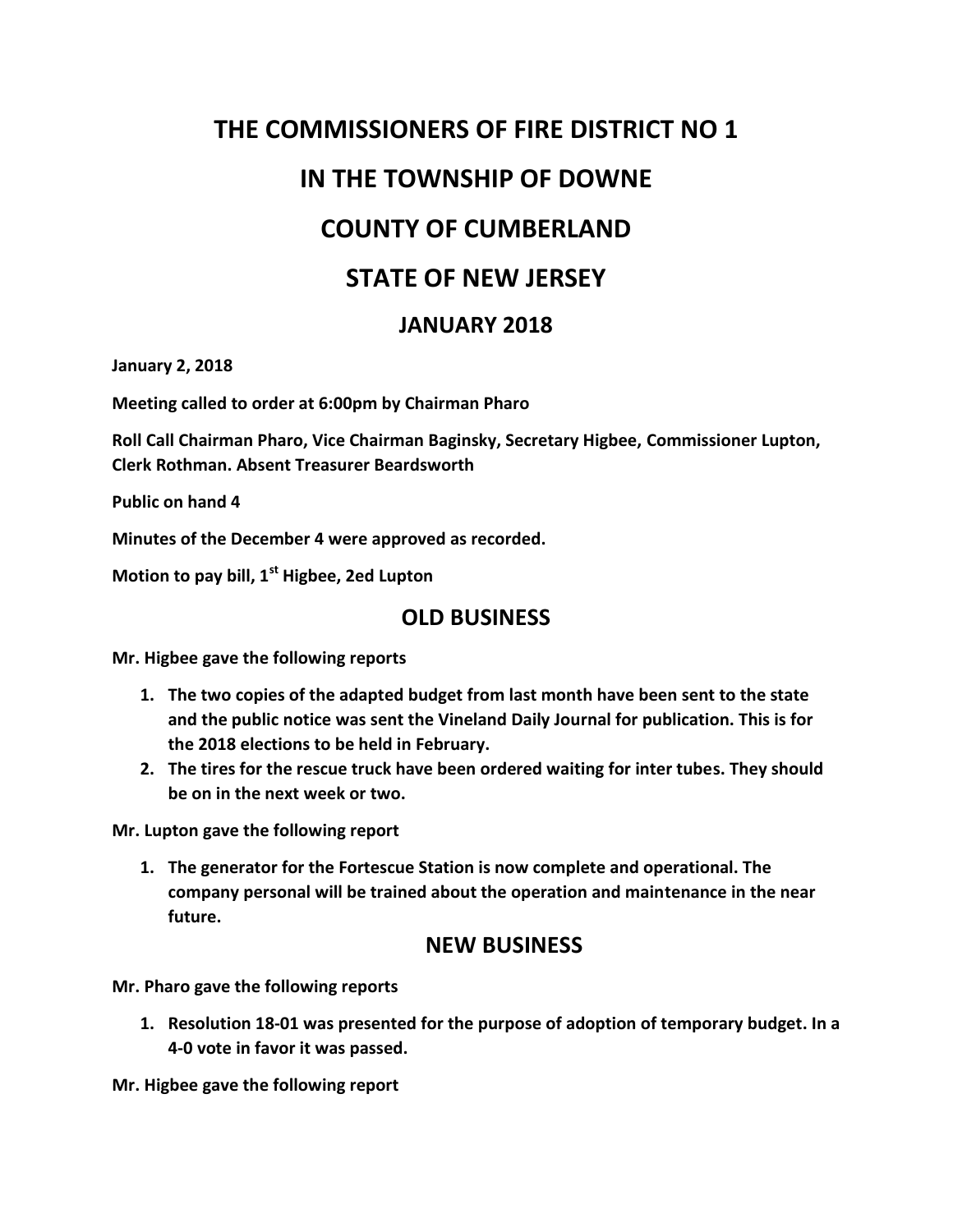# THE COMMISSIONERS OF FIRE DISTRICT NO 1

# IN THE TOWNSHIP OF DOWNE

# COUNTY OF CUMBERLAND

# STATE OF NEW JERSEY

## JANUARY 2018

**January 2, 2018**

**Meeting called to order at 6:00pm by Chairman Pharo**

**Roll Call Chairman Pharo, Vice Chairman Baginsky, Secretary Higbee, Commissioner Lupton, Clerk Rothman. Absent Treasurer Beardsworth**

**Public on hand 4**

**Minutes of the December 4 were approved as recorded.**

**Motion to pay bill, 1st Higbee, 2ed Lupton**

## OLD BUSINESS

**Mr. Higbee gave the following reports**

1. **The two copies of the adapted budget from last month have been sent to the state and the public notice was sent the Vineland Daily Journal for publication. This is for the 2018 elections to be held in February.**
2. **The tires for the rescue truck have been ordered waiting for inter tubes. They should be on in the next week or two.**

**Mr. Lupton gave the following report**

1. **The generator for the Fortescue Station is now complete and operational. The company personal will be trained about the operation and maintenance in the near future.**

## NEW BUSINESS

**Mr. Pharo gave the following reports**

1. **Resolution 18-01 was presented for the purpose of adoption of temporary budget. In a 4-0 vote in favor it was passed.**

**Mr. Higbee gave the following report**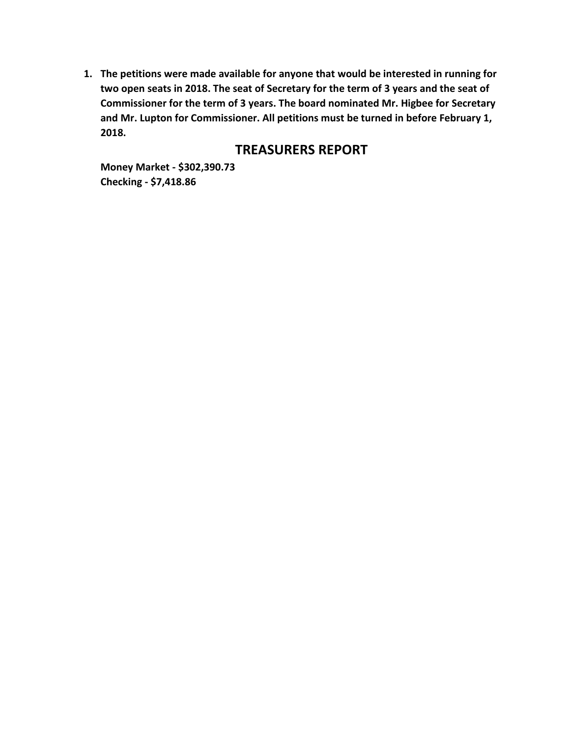1. **The petitions were made available for anyone that would be interested in running for two open seats in 2018. The seat of Secretary for the term of 3 years and the seat of Commissioner for the term of 3 years. The board nominated Mr. Higbee for Secretary and Mr. Lupton for Commissioner. All petitions must be turned in before February 1, 2018.**

## TREASURERS REPORT

**Money Market - $302,390.73**
**Checking - $7,418.86**